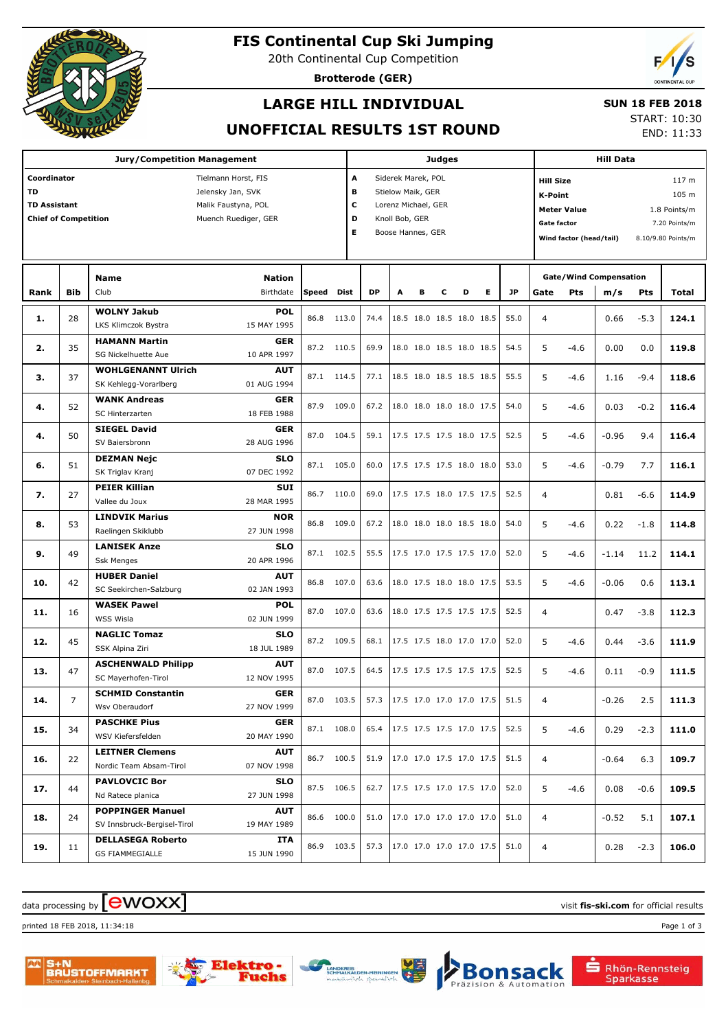# FIS Continental Cup Ski Jumping

20th Continental Cup Competition

**Brotterode (GER)**

## LARGE HILL INDIVIDUAL

## UNOFFICIAL RESULTS 1ST ROUND

**SUN 18 FEB 2018**

START: 10:30

END: 11:33

| Jury/Competition Management | | Judges | | Hill Data | |
|---|---|---|---|---|---|
| **Coordinator** | Tielmann Horst, FIS | A | Siderek Marek, POL | **Hill Size** | 117 m |
| **TD** | Jelensky Jan, SVK | B | Stielow Maik, GER | **K-Point** | 105 m |
| **TD Assistant** | Malik Faustyna, POL | C | Lorenz Michael, GER | **Meter Value** | 1.8 Points/m |
| **Chief of Competition** | Muench Ruediger, GER | D | Knoll Bob, GER | **Gate factor** | 7.20 Points/m |
| | | E | Boose Hannes, GER | **Wind factor (head/tail)** | 8.10/9.80 Points/m |

| Rank | Bib | Name / Club | Nation / Birthdate | Speed | Dist | DP | A | B | C | D | E | JP | Gate | Gate Pts | Wind m/s | Wind Pts | Total |
|---|---|---|---|---|---|---|---|---|---|---|---|---|---|---|---|---|---|
| 1. | 28 | **WOLNY Jakub** LKS Klimczok Bystra | **POL** 15 MAY 1995 | 86.8 | 113.0 | 74.4 | 18.5 | 18.0 | 18.5 | 18.0 | 18.5 | 55.0 | 4 | | 0.66 | -5.3 | **124.1** |
| 2. | 35 | **HAMANN Martin** SG Nickelhuette Aue | **GER** 10 APR 1997 | 87.2 | 110.5 | 69.9 | 18.0 | 18.0 | 18.5 | 18.0 | 18.5 | 54.5 | 5 | -4.6 | 0.00 | 0.0 | **119.8** |
| 3. | 37 | **WOHLGENANNT Ulrich** SK Kehlegg-Vorarlberg | **AUT** 01 AUG 1994 | 87.1 | 114.5 | 77.1 | 18.5 | 18.0 | 18.5 | 18.5 | 18.5 | 55.5 | 5 | -4.6 | 1.16 | -9.4 | **118.6** |
| 4. | 52 | **WANK Andreas** SC Hinterzarten | **GER** 18 FEB 1988 | 87.9 | 109.0 | 67.2 | 18.0 | 18.0 | 18.0 | 18.0 | 17.5 | 54.0 | 5 | -4.6 | 0.03 | -0.2 | **116.4** |
| 4. | 50 | **SIEGEL David** SV Baiersbronn | **GER** 28 AUG 1996 | 87.0 | 104.5 | 59.1 | 17.5 | 17.5 | 17.5 | 18.0 | 17.5 | 52.5 | 5 | -4.6 | -0.96 | 9.4 | **116.4** |
| 6. | 51 | **DEZMAN Nejc** SK Triglav Kranj | **SLO** 07 DEC 1992 | 87.1 | 105.0 | 60.0 | 17.5 | 17.5 | 17.5 | 18.0 | 18.0 | 53.0 | 5 | -4.6 | -0.79 | 7.7 | **116.1** |
| 7. | 27 | **PEIER Killian** Vallee du Joux | **SUI** 28 MAR 1995 | 86.7 | 110.0 | 69.0 | 17.5 | 17.5 | 18.0 | 17.5 | 17.5 | 52.5 | 4 | | 0.81 | -6.6 | **114.9** |
| 8. | 53 | **LINDVIK Marius** Raelingen Skiklubb | **NOR** 27 JUN 1998 | 86.8 | 109.0 | 67.2 | 18.0 | 18.0 | 18.0 | 18.5 | 18.0 | 54.0 | 5 | -4.6 | 0.22 | -1.8 | **114.8** |
| 9. | 49 | **LANISEK Anze** Ssk Menges | **SLO** 20 APR 1996 | 87.1 | 102.5 | 55.5 | 17.5 | 17.0 | 17.5 | 17.5 | 17.0 | 52.0 | 5 | -4.6 | -1.14 | 11.2 | **114.1** |
| 10. | 42 | **HUBER Daniel** SC Seekirchen-Salzburg | **AUT** 02 JAN 1993 | 86.8 | 107.0 | 63.6 | 18.0 | 17.5 | 18.0 | 18.0 | 17.5 | 53.5 | 5 | -4.6 | -0.06 | 0.6 | **113.1** |
| 11. | 16 | **WASEK Pawel** WSS Wisla | **POL** 02 JUN 1999 | 87.0 | 107.0 | 63.6 | 18.0 | 17.5 | 17.5 | 17.5 | 17.5 | 52.5 | 4 | | 0.47 | -3.8 | **112.3** |
| 12. | 45 | **NAGLIC Tomaz** SSK Alpina Ziri | **SLO** 18 JUL 1989 | 87.2 | 109.5 | 68.1 | 17.5 | 17.5 | 18.0 | 17.0 | 17.0 | 52.0 | 5 | -4.6 | 0.44 | -3.6 | **111.9** |
| 13. | 47 | **ASCHENWALD Philipp** SC Mayerhofen-Tirol | **AUT** 12 NOV 1995 | 87.0 | 107.5 | 64.5 | 17.5 | 17.5 | 17.5 | 17.5 | 17.5 | 52.5 | 5 | -4.6 | 0.11 | -0.9 | **111.5** |
| 14. | 7 | **SCHMID Constantin** Wsv Oberaudorf | **GER** 27 NOV 1999 | 87.0 | 103.5 | 57.3 | 17.5 | 17.0 | 17.0 | 17.0 | 17.5 | 51.5 | 4 | | -0.26 | 2.5 | **111.3** |
| 15. | 34 | **PASCHKE Pius** WSV Kiefersfelden | **GER** 20 MAY 1990 | 87.1 | 108.0 | 65.4 | 17.5 | 17.5 | 17.5 | 17.0 | 17.5 | 52.5 | 5 | -4.6 | 0.29 | -2.3 | **111.0** |
| 16. | 22 | **LEITNER Clemens** Nordic Team Absam-Tirol | **AUT** 07 NOV 1998 | 86.7 | 100.5 | 51.9 | 17.0 | 17.0 | 17.5 | 17.0 | 17.5 | 51.5 | 4 | | -0.64 | 6.3 | **109.7** |
| 17. | 44 | **PAVLOVCIC Bor** Nd Ratece planica | **SLO** 27 JUN 1998 | 87.5 | 106.5 | 62.7 | 17.5 | 17.5 | 17.0 | 17.5 | 17.0 | 52.0 | 5 | -4.6 | 0.08 | -0.6 | **109.5** |
| 18. | 24 | **POPPINGER Manuel** SV Innsbruck-Bergisel-Tirol | **AUT** 19 MAY 1989 | 86.6 | 100.0 | 51.0 | 17.0 | 17.0 | 17.0 | 17.0 | 17.0 | 51.0 | 4 | | -0.52 | 5.1 | **107.1** |
| 19. | 11 | **DELLASEGA Roberto** GS FIAMMEGIALLE | **ITA** 15 JUN 1990 | 86.9 | 103.5 | 57.3 | 17.0 | 17.0 | 17.0 | 17.0 | 17.5 | 51.0 | 4 | | 0.28 | -2.3 | **106.0** |

data processing by ewoxx — visit **fis-ski.com** for official results

printed 18 FEB 2018, 11:34:18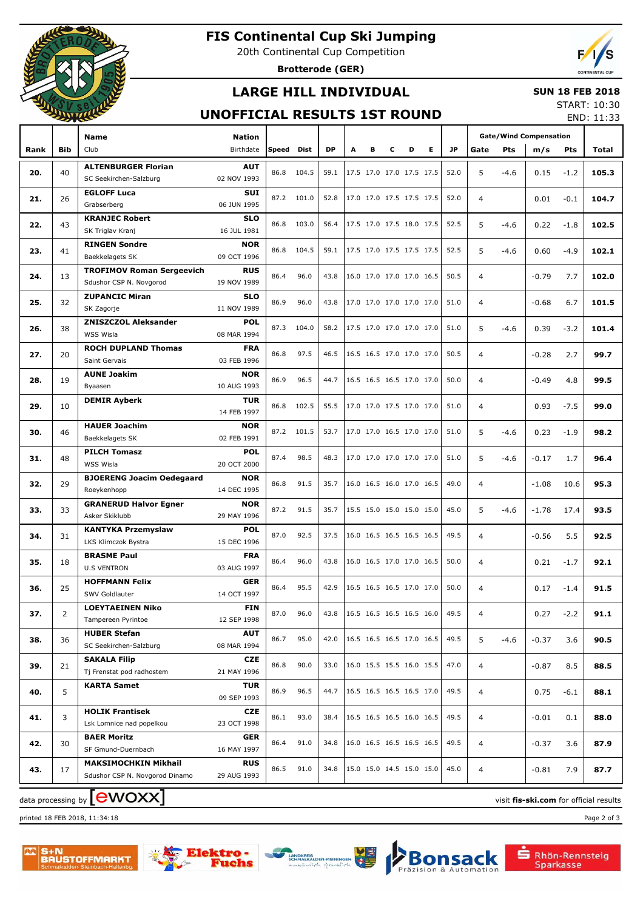# FIS Continental Cup Ski Jumping

20th Continental Cup Competition

**Brotterode (GER)**

## LARGE HILL INDIVIDUAL

## UNOFFICIAL RESULTS 1ST ROUND

**SUN 18 FEB 2018**

START: 10:30

END: 11:33

| Rank | Bib | Name / Club | Nation / Birthdate | Speed | Dist | DP | A | B | C | D | E | JP | Gate | Gate Pts | Wind m/s | Wind Pts | Total |
|---|---|---|---|---|---|---|---|---|---|---|---|---|---|---|---|---|---|
| 20. | 40 | **ALTENBURGER Florian** SC Seekirchen-Salzburg | **AUT** 02 NOV 1993 | 86.8 | 104.5 | 59.1 | 17.5 | 17.0 | 17.0 | 17.5 | 17.5 | 52.0 | 5 | -4.6 | 0.15 | -1.2 | **105.3** |
| 21. | 26 | **EGLOFF Luca** Grabserberg | **SUI** 06 JUN 1995 | 87.2 | 101.0 | 52.8 | 17.0 | 17.0 | 17.5 | 17.5 | 17.5 | 52.0 | 4 | | 0.01 | -0.1 | **104.7** |
| 22. | 43 | **KRANJEC Robert** SK Triglav Kranj | **SLO** 16 JUL 1981 | 86.8 | 103.0 | 56.4 | 17.5 | 17.0 | 17.5 | 18.0 | 17.5 | 52.5 | 5 | -4.6 | 0.22 | -1.8 | **102.5** |
| 23. | 41 | **RINGEN Sondre** Baekkelagets SK | **NOR** 09 OCT 1996 | 86.8 | 104.5 | 59.1 | 17.5 | 17.0 | 17.5 | 17.5 | 17.5 | 52.5 | 5 | -4.6 | 0.60 | -4.9 | **102.1** |
| 24. | 13 | **TROFIMOV Roman Sergeevich** Sdushor CSP N. Novgorod | **RUS** 19 NOV 1989 | 86.4 | 96.0 | 43.8 | 16.0 | 17.0 | 17.0 | 17.0 | 16.5 | 50.5 | 4 | | -0.79 | 7.7 | **102.0** |
| 25. | 32 | **ZUPANCIC Miran** SK Zagorje | **SLO** 11 NOV 1989 | 86.9 | 96.0 | 43.8 | 17.0 | 17.0 | 17.0 | 17.0 | 17.0 | 51.0 | 4 | | -0.68 | 6.7 | **101.5** |
| 26. | 38 | **ZNISZCZOL Aleksander** WSS Wisla | **POL** 08 MAR 1994 | 87.3 | 104.0 | 58.2 | 17.5 | 17.0 | 17.0 | 17.0 | 17.0 | 51.0 | 5 | -4.6 | 0.39 | -3.2 | **101.4** |
| 27. | 20 | **ROCH DUPLAND Thomas** Saint Gervais | **FRA** 03 FEB 1996 | 86.8 | 97.5 | 46.5 | 16.5 | 16.5 | 17.0 | 17.0 | 17.0 | 50.5 | 4 | | -0.28 | 2.7 | **99.7** |
| 28. | 19 | **AUNE Joakim** Byaasen | **NOR** 10 AUG 1993 | 86.9 | 96.5 | 44.7 | 16.5 | 16.5 | 16.5 | 17.0 | 17.0 | 50.0 | 4 | | -0.49 | 4.8 | **99.5** |
| 29. | 10 | **DEMIR Ayberk** | **TUR** 14 FEB 1997 | 86.8 | 102.5 | 55.5 | 17.0 | 17.0 | 17.5 | 17.0 | 17.0 | 51.0 | 4 | | 0.93 | -7.5 | **99.0** |
| 30. | 46 | **HAUER Joachim** Baekkelagets SK | **NOR** 02 FEB 1991 | 87.2 | 101.5 | 53.7 | 17.0 | 17.0 | 16.5 | 17.0 | 17.0 | 51.0 | 5 | -4.6 | 0.23 | -1.9 | **98.2** |
| 31. | 48 | **PILCH Tomasz** WSS Wisla | **POL** 20 OCT 2000 | 87.4 | 98.5 | 48.3 | 17.0 | 17.0 | 17.0 | 17.0 | 17.0 | 51.0 | 5 | -4.6 | -0.17 | 1.7 | **96.4** |
| 32. | 29 | **BJOERENG Joacim Oedegaard** Roeykenhopp | **NOR** 14 DEC 1995 | 86.8 | 91.5 | 35.7 | 16.0 | 16.5 | 16.0 | 17.0 | 16.5 | 49.0 | 4 | | -1.08 | 10.6 | **95.3** |
| 33. | 33 | **GRANERUD Halvor Egner** Asker Skiklubb | **NOR** 29 MAY 1996 | 87.2 | 91.5 | 35.7 | 15.5 | 15.0 | 15.0 | 15.0 | 15.0 | 45.0 | 5 | -4.6 | -1.78 | 17.4 | **93.5** |
| 34. | 31 | **KANTYKA Przemyslaw** LKS Klimczok Bystra | **POL** 15 DEC 1996 | 87.0 | 92.5 | 37.5 | 16.0 | 16.5 | 16.5 | 16.5 | 16.5 | 49.5 | 4 | | -0.56 | 5.5 | **92.5** |
| 35. | 18 | **BRASME Paul** U.S VENTRON | **FRA** 03 AUG 1997 | 86.4 | 96.0 | 43.8 | 16.0 | 16.5 | 17.0 | 17.0 | 16.5 | 50.0 | 4 | | 0.21 | -1.7 | **92.1** |
| 36. | 25 | **HOFFMANN Felix** SWV Goldlauter | **GER** 14 OCT 1997 | 86.4 | 95.5 | 42.9 | 16.5 | 16.5 | 16.5 | 17.0 | 17.0 | 50.0 | 4 | | 0.17 | -1.4 | **91.5** |
| 37. | 2 | **LOEYTAEINEN Niko** Tampereen Pyrintoe | **FIN** 12 SEP 1998 | 87.0 | 96.0 | 43.8 | 16.5 | 16.5 | 16.5 | 16.5 | 16.0 | 49.5 | 4 | | 0.27 | -2.2 | **91.1** |
| 38. | 36 | **HUBER Stefan** SC Seekirchen-Salzburg | **AUT** 08 MAR 1994 | 86.7 | 95.0 | 42.0 | 16.5 | 16.5 | 16.5 | 17.0 | 16.5 | 49.5 | 5 | -4.6 | -0.37 | 3.6 | **90.5** |
| 39. | 21 | **SAKALA Filip** Tj Frenstat pod radhostem | **CZE** 21 MAY 1996 | 86.8 | 90.0 | 33.0 | 16.0 | 15.5 | 15.5 | 16.0 | 15.5 | 47.0 | 4 | | -0.87 | 8.5 | **88.5** |
| 40. | 5 | **KARTA Samet** | **TUR** 09 SEP 1993 | 86.9 | 96.5 | 44.7 | 16.5 | 16.5 | 16.5 | 16.5 | 17.0 | 49.5 | 4 | | 0.75 | -6.1 | **88.1** |
| 41. | 3 | **HOLIK Frantisek** Lsk Lomnice nad popelkou | **CZE** 23 OCT 1998 | 86.1 | 93.0 | 38.4 | 16.5 | 16.5 | 16.5 | 16.0 | 16.5 | 49.5 | 4 | | -0.01 | 0.1 | **88.0** |
| 42. | 30 | **BAER Moritz** SF Gmund-Duernbach | **GER** 16 MAY 1997 | 86.4 | 91.0 | 34.8 | 16.0 | 16.5 | 16.5 | 16.5 | 16.5 | 49.5 | 4 | | -0.37 | 3.6 | **87.9** |
| 43. | 17 | **MAKSIMOCHKIN Mikhail** Sdushor CSP N. Novgorod Dinamo | **RUS** 29 AUG 1993 | 86.5 | 91.0 | 34.8 | 15.0 | 15.0 | 14.5 | 15.0 | 15.0 | 45.0 | 4 | | -0.81 | 7.9 | **87.7** |

data processing by ewoxx — visit **fis-ski.com** for official results

printed 18 FEB 2018, 11:34:18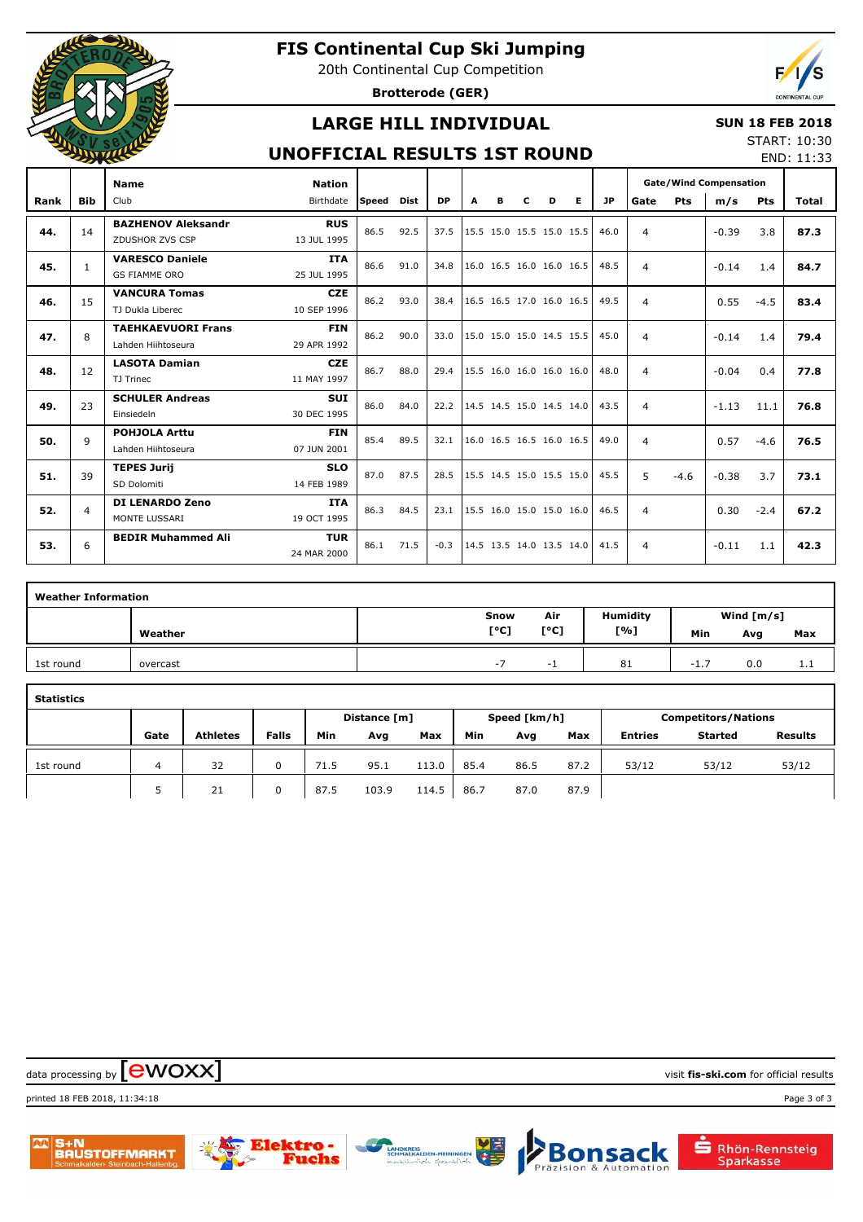# FIS Continental Cup Ski Jumping

20th Continental Cup Competition

**Brotterode (GER)**

## LARGE HILL INDIVIDUAL

**SUN 18 FEB 2018**

START: 10:30

END: 11:33

## UNOFFICIAL RESULTS 1ST ROUND

| Rank | Bib | Name / Club | Nation / Birthdate | Speed | Dist | DP | A | B | C | D | E | JP | Gate | Gate Pts | Wind m/s | Wind Pts | Total |
|---|---|---|---|---|---|---|---|---|---|---|---|---|---|---|---|---|---|
| 44. | 14 | **BAZHENOV Aleksandr** ZDUSHOR ZVS CSP | **RUS** 13 JUL 1995 | 86.5 | 92.5 | 37.5 | 15.5 | 15.0 | 15.5 | 15.0 | 15.5 | 46.0 | 4 | | -0.39 | 3.8 | **87.3** |
| 45. | 1 | **VARESCO Daniele** GS FIAMME ORO | **ITA** 25 JUL 1995 | 86.6 | 91.0 | 34.8 | 16.0 | 16.5 | 16.0 | 16.0 | 16.5 | 48.5 | 4 | | -0.14 | 1.4 | **84.7** |
| 46. | 15 | **VANCURA Tomas** TJ Dukla Liberec | **CZE** 10 SEP 1996 | 86.2 | 93.0 | 38.4 | 16.5 | 16.5 | 17.0 | 16.0 | 16.5 | 49.5 | 4 | | 0.55 | -4.5 | **83.4** |
| 47. | 8 | **TAEHKAEVUORI Frans** Lahden Hiihtoseura | **FIN** 29 APR 1992 | 86.2 | 90.0 | 33.0 | 15.0 | 15.0 | 15.0 | 14.5 | 15.5 | 45.0 | 4 | | -0.14 | 1.4 | **79.4** |
| 48. | 12 | **LASOTA Damian** TJ Trinec | **CZE** 11 MAY 1997 | 86.7 | 88.0 | 29.4 | 15.5 | 16.0 | 16.0 | 16.0 | 16.0 | 48.0 | 4 | | -0.04 | 0.4 | **77.8** |
| 49. | 23 | **SCHULER Andreas** Einsiedeln | **SUI** 30 DEC 1995 | 86.0 | 84.0 | 22.2 | 14.5 | 14.5 | 15.0 | 14.5 | 14.0 | 43.5 | 4 | | -1.13 | 11.1 | **76.8** |
| 50. | 9 | **POHJOLA Arttu** Lahden Hiihtoseura | **FIN** 07 JUN 2001 | 85.4 | 89.5 | 32.1 | 16.0 | 16.5 | 16.5 | 16.0 | 16.5 | 49.0 | 4 | | 0.57 | -4.6 | **76.5** |
| 51. | 39 | **TEPES Jurij** SD Dolomiti | **SLO** 14 FEB 1989 | 87.0 | 87.5 | 28.5 | 15.5 | 14.5 | 15.0 | 15.5 | 15.0 | 45.5 | 5 | -4.6 | -0.38 | 3.7 | **73.1** |
| 52. | 4 | **DI LENARDO Zeno** MONTE LUSSARI | **ITA** 19 OCT 1995 | 86.3 | 84.5 | 23.1 | 15.5 | 16.0 | 15.0 | 15.0 | 16.0 | 46.5 | 4 | | 0.30 | -2.4 | **67.2** |
| 53. | 6 | **BEDIR Muhammed Ali** | **TUR** 24 MAR 2000 | 86.1 | 71.5 | -0.3 | 14.5 | 13.5 | 14.0 | 13.5 | 14.0 | 41.5 | 4 | | -0.11 | 1.1 | **42.3** |

### Weather Information

| | Weather | Snow [°C] | Air [°C] | Humidity [%] | Wind [m/s] Min | Avg | Max |
|---|---|---|---|---|---|---|---|
| 1st round | overcast | -7 | -1 | 81 | -1.7 | 0.0 | 1.1 |

### Statistics

| | Gate | Athletes | Falls | Distance [m] Min | Avg | Max | Speed [km/h] Min | Avg | Max | Competitors/Nations Entries | Started | Results |
|---|---|---|---|---|---|---|---|---|---|---|---|---|
| 1st round | 4 | 32 | 0 | 71.5 | 95.1 | 113.0 | 85.4 | 86.5 | 87.2 | 53/12 | 53/12 | 53/12 |
| | 5 | 21 | 0 | 87.5 | 103.9 | 114.5 | 86.7 | 87.0 | 87.9 | | | |

data processing by ewoxx

visit **fis-ski.com** for official results

printed 18 FEB 2018, 11:34:18